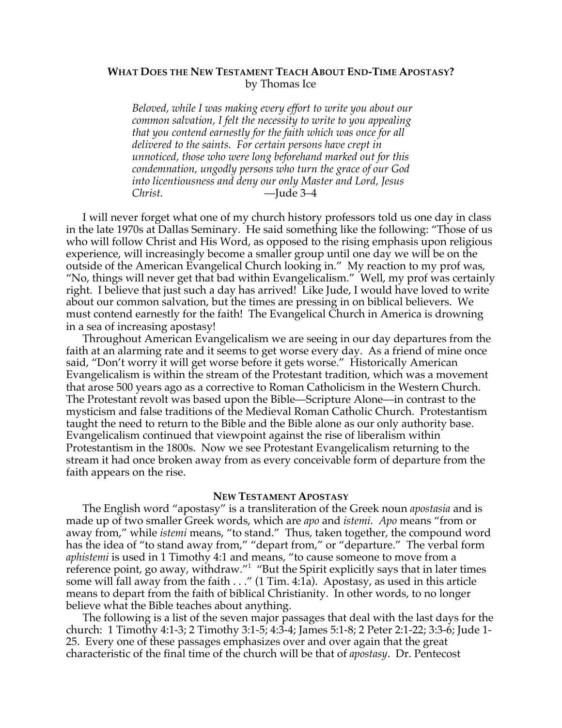## What Does the New Testament Teach About End-Time Apostasy?

by Thomas Ice

> *Beloved, while I was making every effort to write you about our common salvation, I felt the necessity to write to you appealing that you contend earnestly for the faith which was once for all delivered to the saints. For certain persons have crept in unnoticed, those who were long beforehand marked out for this condemnation, ungodly persons who turn the grace of our God into licentiousness and deny our only Master and Lord, Jesus Christ.* —Jude 3–4

I will never forget what one of my church history professors told us one day in class in the late 1970s at Dallas Seminary. He said something like the following: "Those of us who will follow Christ and His Word, as opposed to the rising emphasis upon religious experience, will increasingly become a smaller group until one day we will be on the outside of the American Evangelical Church looking in." My reaction to my prof was, "No, things will never get that bad within Evangelicalism." Well, my prof was certainly right. I believe that just such a day has arrived! Like Jude, I would have loved to write about our common salvation, but the times are pressing in on biblical believers. We must contend earnestly for the faith! The Evangelical Church in America is drowning in a sea of increasing apostasy!

Throughout American Evangelicalism we are seeing in our day departures from the faith at an alarming rate and it seems to get worse every day. As a friend of mine once said, "Don't worry it will get worse before it gets worse." Historically American Evangelicalism is within the stream of the Protestant tradition, which was a movement that arose 500 years ago as a corrective to Roman Catholicism in the Western Church. The Protestant revolt was based upon the Bible—Scripture Alone—in contrast to the mysticism and false traditions of the Medieval Roman Catholic Church. Protestantism taught the need to return to the Bible and the Bible alone as our only authority base. Evangelicalism continued that viewpoint against the rise of liberalism within Protestantism in the 1800s. Now we see Protestant Evangelicalism returning to the stream it had once broken away from as every conceivable form of departure from the faith appears on the rise.

### New Testament Apostasy

The English word "apostasy" is a transliteration of the Greek noun *apostasia* and is made up of two smaller Greek words, which are *apo* and *istemi*. *Apo* means "from or away from," while *istemi* means, "to stand." Thus, taken together, the compound word has the idea of "to stand away from," "depart from," or "departure." The verbal form *aphistemi* is used in 1 Timothy 4:1 and means, "to cause someone to move from a reference point, go away, withdraw."[1] "But the Spirit explicitly says that in later times some will fall away from the faith . . ." (1 Tim. 4:1a). Apostasy, as used in this article means to depart from the faith of biblical Christianity. In other words, to no longer believe what the Bible teaches about anything.

The following is a list of the seven major passages that deal with the last days for the church: 1 Timothy 4:1-3; 2 Timothy 3:1-5; 4:3-4; James 5:1-8; 2 Peter 2:1-22; 3:3-6; Jude 1-25. Every one of these passages emphasizes over and over again that the great characteristic of the final time of the church will be that of *apostasy*. Dr. Pentecost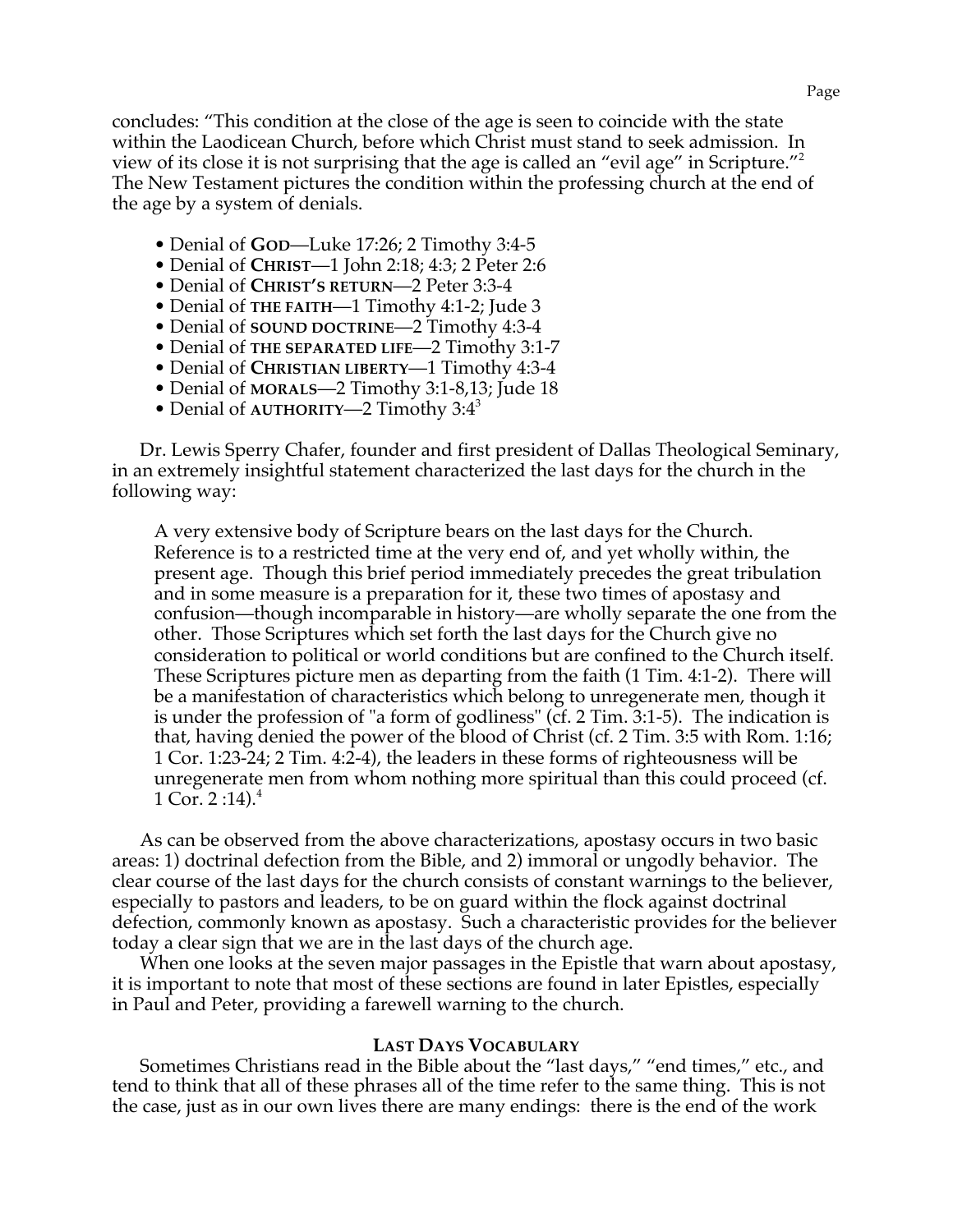concludes: "This condition at the close of the age is seen to coincide with the state within the Laodicean Church, before which Christ must stand to seek admission. In view of its close it is not surprising that the age is called an "evil age" in Scripture."[2] The New Testament pictures the condition within the professing church at the end of the age by a system of denials.

- Denial of **God**—Luke 17:26; 2 Timothy 3:4-5
- Denial of **Christ**—1 John 2:18; 4:3; 2 Peter 2:6
- Denial of **Christ's return**—2 Peter 3:3-4
- Denial of **the faith**—1 Timothy 4:1-2; Jude 3
- Denial of **sound doctrine**—2 Timothy 4:3-4
- Denial of **the separated life**—2 Timothy 3:1-7
- Denial of **Christian liberty**—1 Timothy 4:3-4
- Denial of **morals**—2 Timothy 3:1-8,13; Jude 18
- Denial of **authority**—2 Timothy 3:4[3]

Dr. Lewis Sperry Chafer, founder and first president of Dallas Theological Seminary, in an extremely insightful statement characterized the last days for the church in the following way:

> A very extensive body of Scripture bears on the last days for the Church. Reference is to a restricted time at the very end of, and yet wholly within, the present age. Though this brief period immediately precedes the great tribulation and in some measure is a preparation for it, these two times of apostasy and confusion—though incomparable in history—are wholly separate the one from the other. Those Scriptures which set forth the last days for the Church give no consideration to political or world conditions but are confined to the Church itself. These Scriptures picture men as departing from the faith (1 Tim. 4:1-2). There will be a manifestation of characteristics which belong to unregenerate men, though it is under the profession of "a form of godliness" (cf. 2 Tim. 3:1-5). The indication is that, having denied the power of the blood of Christ (cf. 2 Tim. 3:5 with Rom. 1:16; 1 Cor. 1:23-24; 2 Tim. 4:2-4), the leaders in these forms of righteousness will be unregenerate men from whom nothing more spiritual than this could proceed (cf. 1 Cor. 2 :14).[4]

As can be observed from the above characterizations, apostasy occurs in two basic areas: 1) doctrinal defection from the Bible, and 2) immoral or ungodly behavior. The clear course of the last days for the church consists of constant warnings to the believer, especially to pastors and leaders, to be on guard within the flock against doctrinal defection, commonly known as apostasy. Such a characteristic provides for the believer today a clear sign that we are in the last days of the church age.

When one looks at the seven major passages in the Epistle that warn about apostasy, it is important to note that most of these sections are found in later Epistles, especially in Paul and Peter, providing a farewell warning to the church.

### Last Days Vocabulary

Sometimes Christians read in the Bible about the "last days," "end times," etc., and tend to think that all of these phrases all of the time refer to the same thing. This is not the case, just as in our own lives there are many endings: there is the end of the work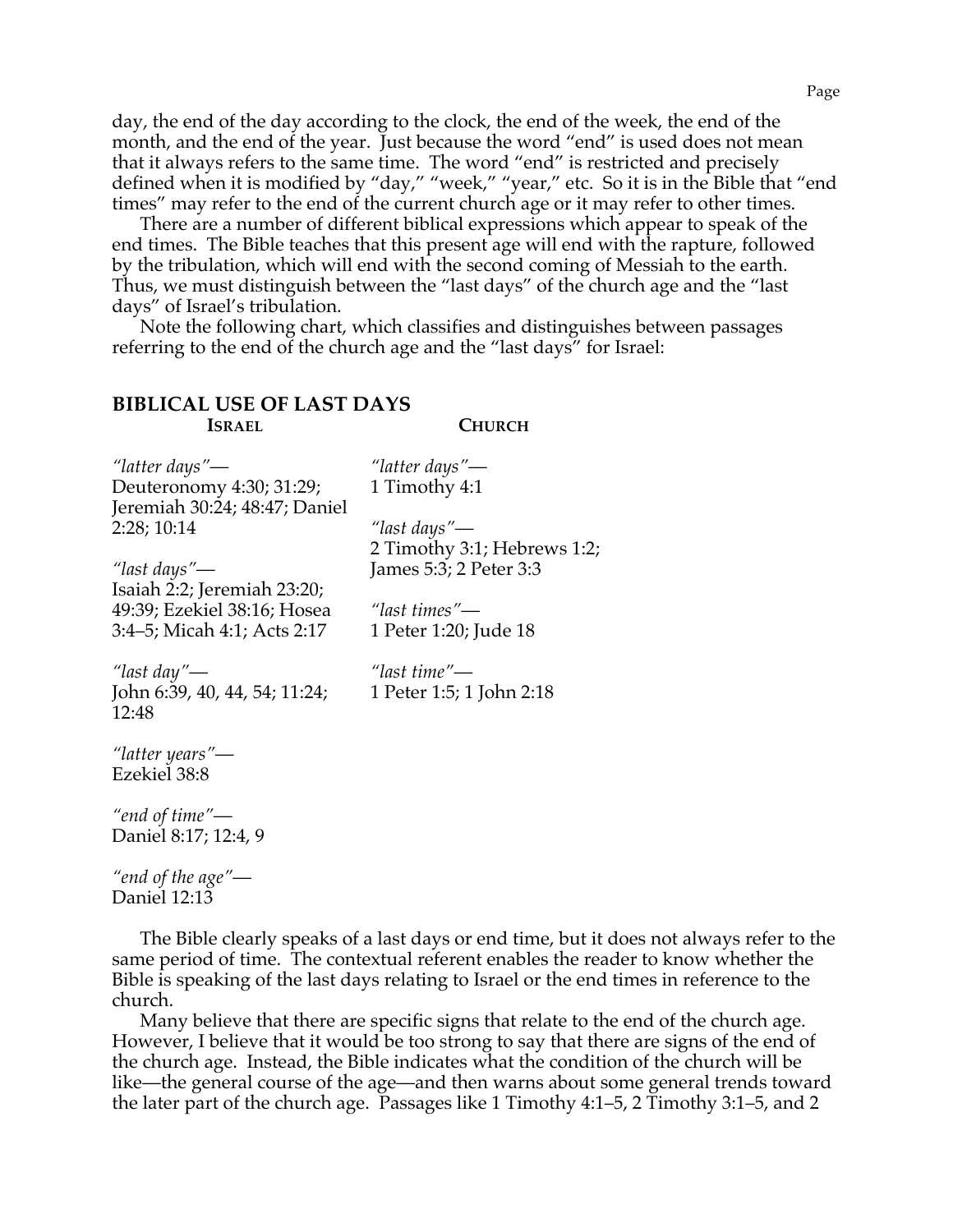day, the end of the day according to the clock, the end of the week, the end of the month, and the end of the year. Just because the word "end" is used does not mean that it always refers to the same time. The word "end" is restricted and precisely defined when it is modified by "day," "week," "year," etc. So it is in the Bible that "end times" may refer to the end of the current church age or it may refer to other times.

There are a number of different biblical expressions which appear to speak of the end times. The Bible teaches that this present age will end with the rapture, followed by the tribulation, which will end with the second coming of Messiah to the earth. Thus, we must distinguish between the "last days" of the church age and the "last days" of Israel's tribulation.

Note the following chart, which classifies and distinguishes between passages referring to the end of the church age and the "last days" for Israel:

## BIBLICAL USE OF LAST DAYS

| **Israel** | **Church** |
|---|---|
| *"latter days"*— Deuteronomy 4:30; 31:29; Jeremiah 30:24; 48:47; Daniel 2:28; 10:14 | *"latter days"*— 1 Timothy 4:1 |
| *"last days"*— Isaiah 2:2; Jeremiah 23:20; 49:39; Ezekiel 38:16; Hosea 3:4–5; Micah 4:1; Acts 2:17 | *"last days"*— 2 Timothy 3:1; Hebrews 1:2; James 5:3; 2 Peter 3:3 |
| *"last day"*— John 6:39, 40, 44, 54; 11:24; 12:48 | *"last times"*— 1 Peter 1:20; Jude 18 |
| *"latter years"*— Ezekiel 38:8 | *"last time"*— 1 Peter 1:5; 1 John 2:18 |
| *"end of time"*— Daniel 8:17; 12:4, 9 | |
| *"end of the age"*— Daniel 12:13 | |

The Bible clearly speaks of a last days or end time, but it does not always refer to the same period of time. The contextual referent enables the reader to know whether the Bible is speaking of the last days relating to Israel or the end times in reference to the church.

Many believe that there are specific signs that relate to the end of the church age. However, I believe that it would be too strong to say that there are signs of the end of the church age. Instead, the Bible indicates what the condition of the church will be like—the general course of the age—and then warns about some general trends toward the later part of the church age. Passages like 1 Timothy 4:1–5, 2 Timothy 3:1–5, and 2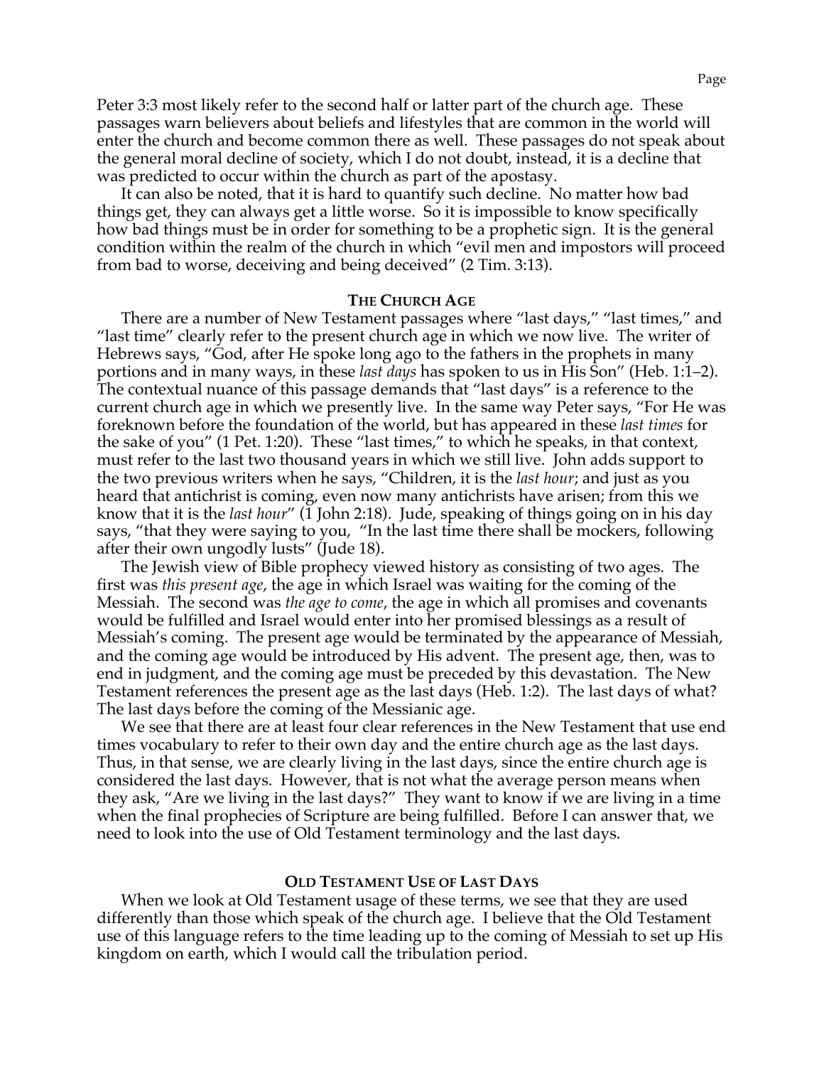Peter 3:3 most likely refer to the second half or latter part of the church age. These passages warn believers about beliefs and lifestyles that are common in the world will enter the church and become common there as well. These passages do not speak about the general moral decline of society, which I do not doubt, instead, it is a decline that was predicted to occur within the church as part of the apostasy.

It can also be noted, that it is hard to quantify such decline. No matter how bad things get, they can always get a little worse. So it is impossible to know specifically how bad things must be in order for something to be a prophetic sign. It is the general condition within the realm of the church in which "evil men and impostors will proceed from bad to worse, deceiving and being deceived" (2 Tim. 3:13).

## THE CHURCH AGE

There are a number of New Testament passages where "last days," "last times," and "last time" clearly refer to the present church age in which we now live. The writer of Hebrews says, "God, after He spoke long ago to the fathers in the prophets in many portions and in many ways, in these *last days* has spoken to us in His Son" (Heb. 1:1–2). The contextual nuance of this passage demands that "last days" is a reference to the current church age in which we presently live. In the same way Peter says, "For He was foreknown before the foundation of the world, but has appeared in these *last times* for the sake of you" (1 Pet. 1:20). These "last times," to which he speaks, in that context, must refer to the last two thousand years in which we still live. John adds support to the two previous writers when he says, "Children, it is the *last hour*; and just as you heard that antichrist is coming, even now many antichrists have arisen; from this we know that it is the *last hour*" (1 John 2:18). Jude, speaking of things going on in his day says, "that they were saying to you, "In the last time there shall be mockers, following after their own ungodly lusts" (Jude 18).

The Jewish view of Bible prophecy viewed history as consisting of two ages. The first was *this present age*, the age in which Israel was waiting for the coming of the Messiah. The second was *the age to come*, the age in which all promises and covenants would be fulfilled and Israel would enter into her promised blessings as a result of Messiah's coming. The present age would be terminated by the appearance of Messiah, and the coming age would be introduced by His advent. The present age, then, was to end in judgment, and the coming age must be preceded by this devastation. The New Testament references the present age as the last days (Heb. 1:2). The last days of what? The last days before the coming of the Messianic age.

We see that there are at least four clear references in the New Testament that use end times vocabulary to refer to their own day and the entire church age as the last days. Thus, in that sense, we are clearly living in the last days, since the entire church age is considered the last days. However, that is not what the average person means when they ask, "Are we living in the last days?" They want to know if we are living in a time when the final prophecies of Scripture are being fulfilled. Before I can answer that, we need to look into the use of Old Testament terminology and the last days.

## OLD TESTAMENT USE OF LAST DAYS

When we look at Old Testament usage of these terms, we see that they are used differently than those which speak of the church age. I believe that the Old Testament use of this language refers to the time leading up to the coming of Messiah to set up His kingdom on earth, which I would call the tribulation period.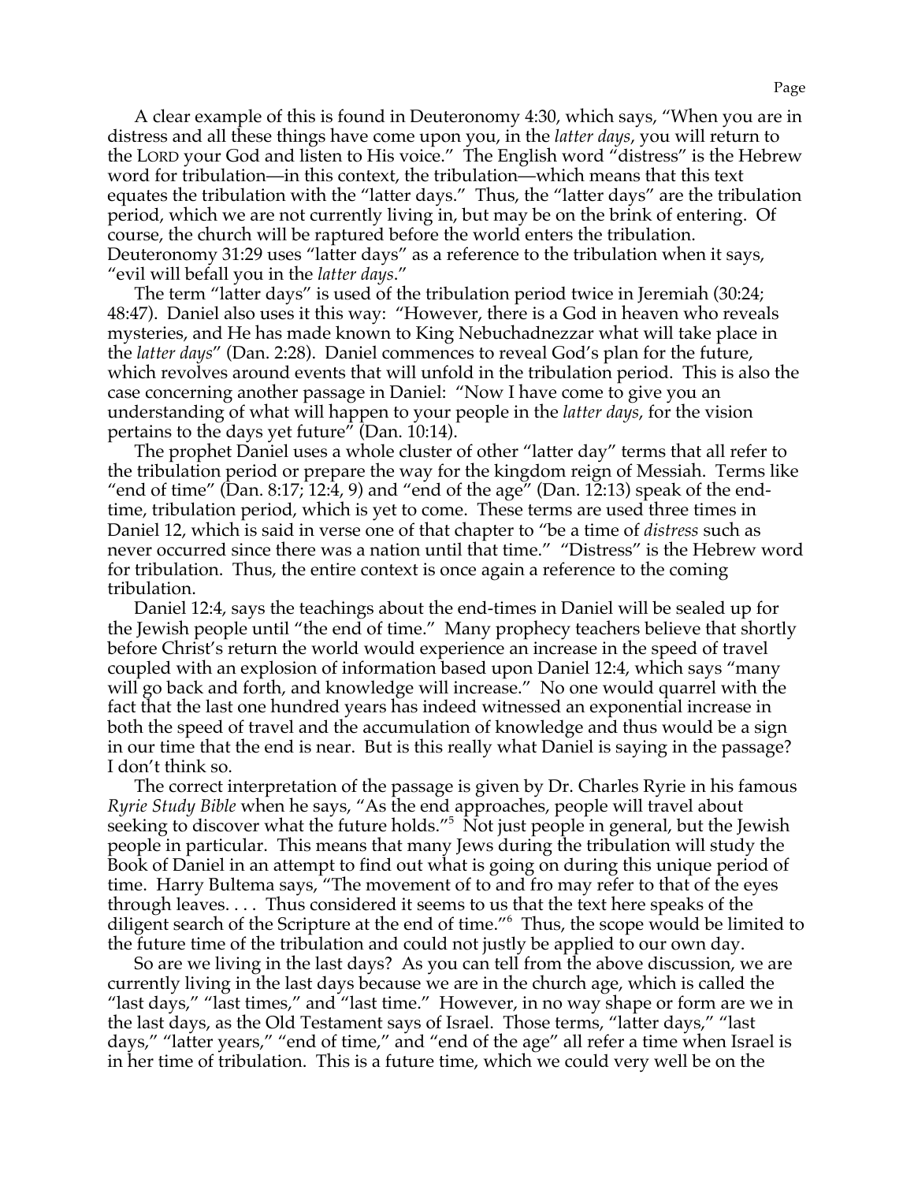A clear example of this is found in Deuteronomy 4:30, which says, "When you are in distress and all these things have come upon you, in the *latter days*, you will return to the LORD your God and listen to His voice." The English word "distress" is the Hebrew word for tribulation—in this context, the tribulation—which means that this text equates the tribulation with the "latter days." Thus, the "latter days" are the tribulation period, which we are not currently living in, but may be on the brink of entering. Of course, the church will be raptured before the world enters the tribulation. Deuteronomy 31:29 uses "latter days" as a reference to the tribulation when it says, "evil will befall you in the *latter days*."

The term "latter days" is used of the tribulation period twice in Jeremiah (30:24; 48:47). Daniel also uses it this way: "However, there is a God in heaven who reveals mysteries, and He has made known to King Nebuchadnezzar what will take place in the *latter days*" (Dan. 2:28). Daniel commences to reveal God's plan for the future, which revolves around events that will unfold in the tribulation period. This is also the case concerning another passage in Daniel: "Now I have come to give you an understanding of what will happen to your people in the *latter days*, for the vision pertains to the days yet future" (Dan. 10:14).

The prophet Daniel uses a whole cluster of other "latter day" terms that all refer to the tribulation period or prepare the way for the kingdom reign of Messiah. Terms like "end of time" (Dan. 8:17; 12:4, 9) and "end of the age" (Dan. 12:13) speak of the end-time, tribulation period, which is yet to come. These terms are used three times in Daniel 12, which is said in verse one of that chapter to "be a time of *distress* such as never occurred since there was a nation until that time." "Distress" is the Hebrew word for tribulation. Thus, the entire context is once again a reference to the coming tribulation.

Daniel 12:4, says the teachings about the end-times in Daniel will be sealed up for the Jewish people until "the end of time." Many prophecy teachers believe that shortly before Christ's return the world would experience an increase in the speed of travel coupled with an explosion of information based upon Daniel 12:4, which says "many will go back and forth, and knowledge will increase." No one would quarrel with the fact that the last one hundred years has indeed witnessed an exponential increase in both the speed of travel and the accumulation of knowledge and thus would be a sign in our time that the end is near. But is this really what Daniel is saying in the passage? I don't think so.

The correct interpretation of the passage is given by Dr. Charles Ryrie in his famous *Ryrie Study Bible* when he says, "As the end approaches, people will travel about seeking to discover what the future holds."[5] Not just people in general, but the Jewish people in particular. This means that many Jews during the tribulation will study the Book of Daniel in an attempt to find out what is going on during this unique period of time. Harry Bultema says, "The movement of to and fro may refer to that of the eyes through leaves. . . . Thus considered it seems to us that the text here speaks of the diligent search of the Scripture at the end of time."[6] Thus, the scope would be limited to the future time of the tribulation and could not justly be applied to our own day.

So are we living in the last days? As you can tell from the above discussion, we are currently living in the last days because we are in the church age, which is called the "last days," "last times," and "last time." However, in no way shape or form are we in the last days, as the Old Testament says of Israel. Those terms, "latter days," "last days," "latter years," "end of time," and "end of the age" all refer a time when Israel is in her time of tribulation. This is a future time, which we could very well be on the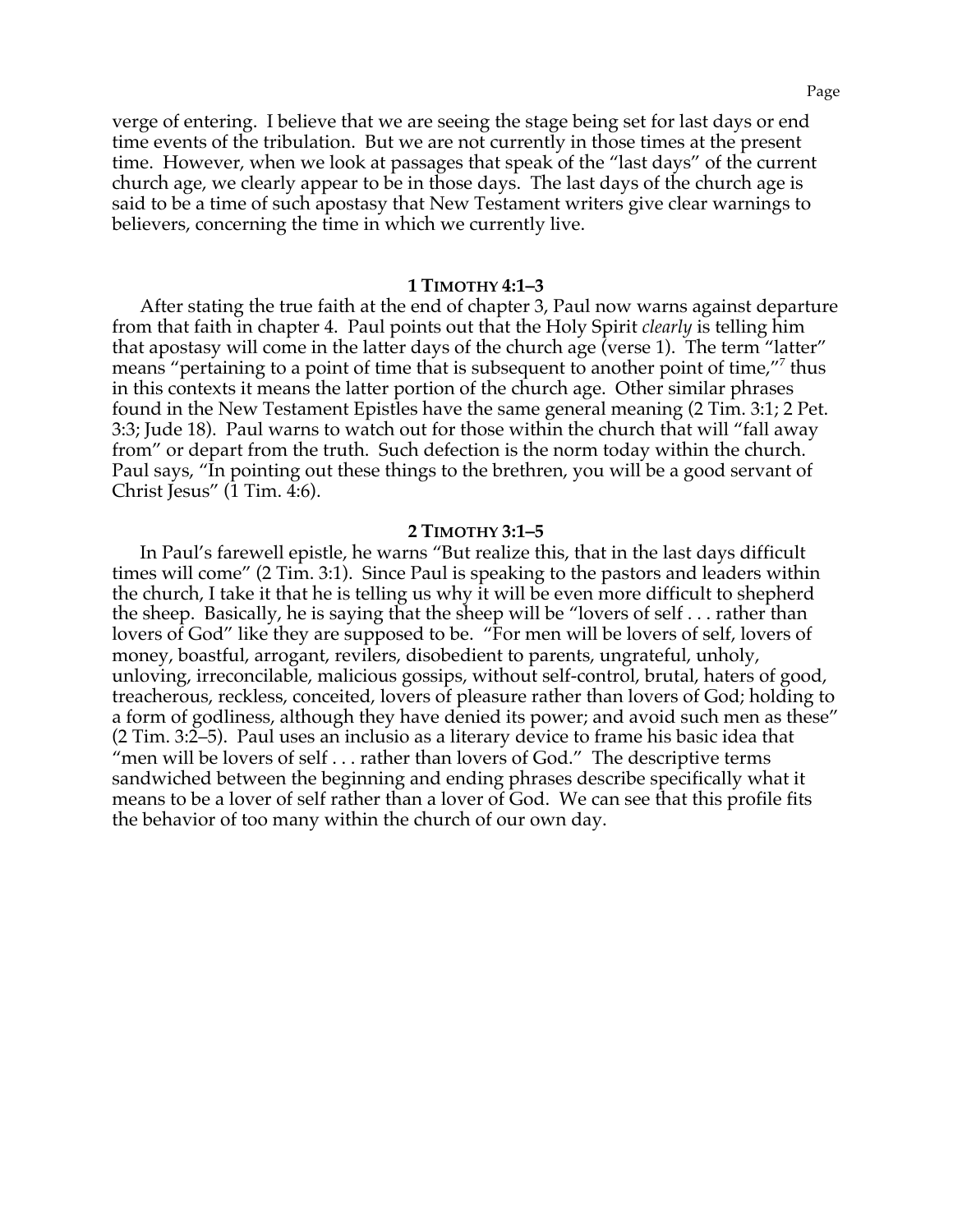verge of entering. I believe that we are seeing the stage being set for last days or end time events of the tribulation. But we are not currently in those times at the present time. However, when we look at passages that speak of the "last days" of the current church age, we clearly appear to be in those days. The last days of the church age is said to be a time of such apostasy that New Testament writers give clear warnings to believers, concerning the time in which we currently live.

## 1 TIMOTHY 4:1–3

After stating the true faith at the end of chapter 3, Paul now warns against departure from that faith in chapter 4. Paul points out that the Holy Spirit *clearly* is telling him that apostasy will come in the latter days of the church age (verse 1). The term "latter" means "pertaining to a point of time that is subsequent to another point of time,"[7] thus in this contexts it means the latter portion of the church age. Other similar phrases found in the New Testament Epistles have the same general meaning (2 Tim. 3:1; 2 Pet. 3:3; Jude 18). Paul warns to watch out for those within the church that will "fall away from" or depart from the truth. Such defection is the norm today within the church. Paul says, "In pointing out these things to the brethren, you will be a good servant of Christ Jesus" (1 Tim. 4:6).

## 2 TIMOTHY 3:1–5

In Paul's farewell epistle, he warns "But realize this, that in the last days difficult times will come" (2 Tim. 3:1). Since Paul is speaking to the pastors and leaders within the church, I take it that he is telling us why it will be even more difficult to shepherd the sheep. Basically, he is saying that the sheep will be "lovers of self . . . rather than lovers of God" like they are supposed to be. "For men will be lovers of self, lovers of money, boastful, arrogant, revilers, disobedient to parents, ungrateful, unholy, unloving, irreconcilable, malicious gossips, without self-control, brutal, haters of good, treacherous, reckless, conceited, lovers of pleasure rather than lovers of God; holding to a form of godliness, although they have denied its power; and avoid such men as these" (2 Tim. 3:2–5). Paul uses an inclusio as a literary device to frame his basic idea that "men will be lovers of self . . . rather than lovers of God." The descriptive terms sandwiched between the beginning and ending phrases describe specifically what it means to be a lover of self rather than a lover of God. We can see that this profile fits the behavior of too many within the church of our own day.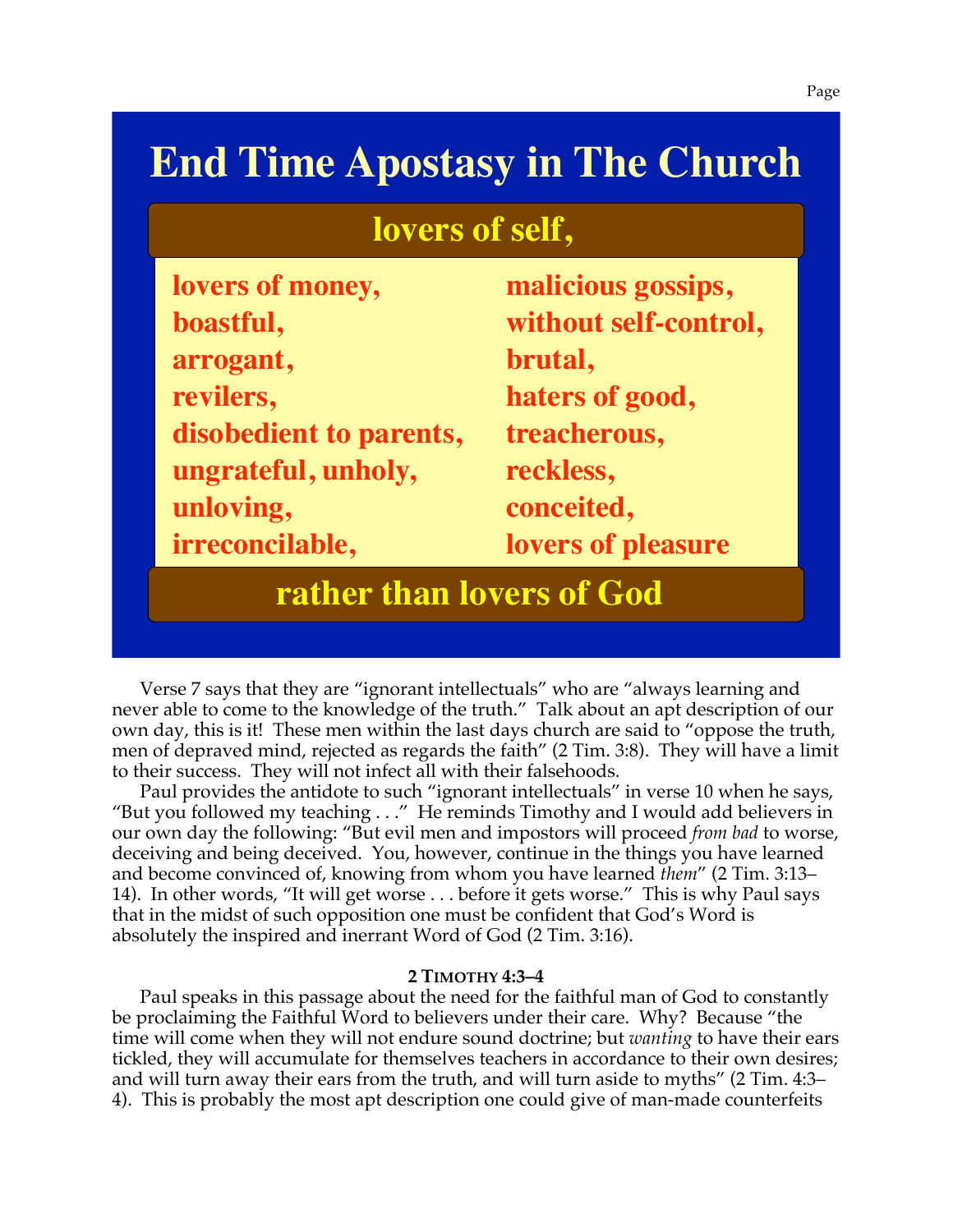# End Time Apostasy in The Church

**lovers of self,**

| | |
|---|---|
| lovers of money, | malicious gossips, |
| boastful, | without self-control, |
| arrogant, | brutal, |
| revilers, | haters of good, |
| disobedient to parents, | treacherous, |
| ungrateful, unholy, | reckless, |
| unloving, | conceited, |
| irreconcilable, | lovers of pleasure |

**rather than lovers of God**

Verse 7 says that they are "ignorant intellectuals" who are "always learning and never able to come to the knowledge of the truth." Talk about an apt description of our own day, this is it! These men within the last days church are said to "oppose the truth, men of depraved mind, rejected as regards the faith" (2 Tim. 3:8). They will have a limit to their success. They will not infect all with their falsehoods.

Paul provides the antidote to such "ignorant intellectuals" in verse 10 when he says, "But you followed my teaching . . ." He reminds Timothy and I would add believers in our own day the following: "But evil men and impostors will proceed *from bad* to worse, deceiving and being deceived. You, however, continue in the things you have learned and become convinced of, knowing from whom you have learned *them*" (2 Tim. 3:13–14). In other words, "It will get worse . . . before it gets worse." This is why Paul says that in the midst of such opposition one must be confident that God's Word is absolutely the inspired and inerrant Word of God (2 Tim. 3:16).

**2 TIMOTHY 4:3–4**

Paul speaks in this passage about the need for the faithful man of God to constantly be proclaiming the Faithful Word to believers under their care. Why? Because "the time will come when they will not endure sound doctrine; but *wanting* to have their ears tickled, they will accumulate for themselves teachers in accordance to their own desires; and will turn away their ears from the truth, and will turn aside to myths" (2 Tim. 4:3–4). This is probably the most apt description one could give of man-made counterfeits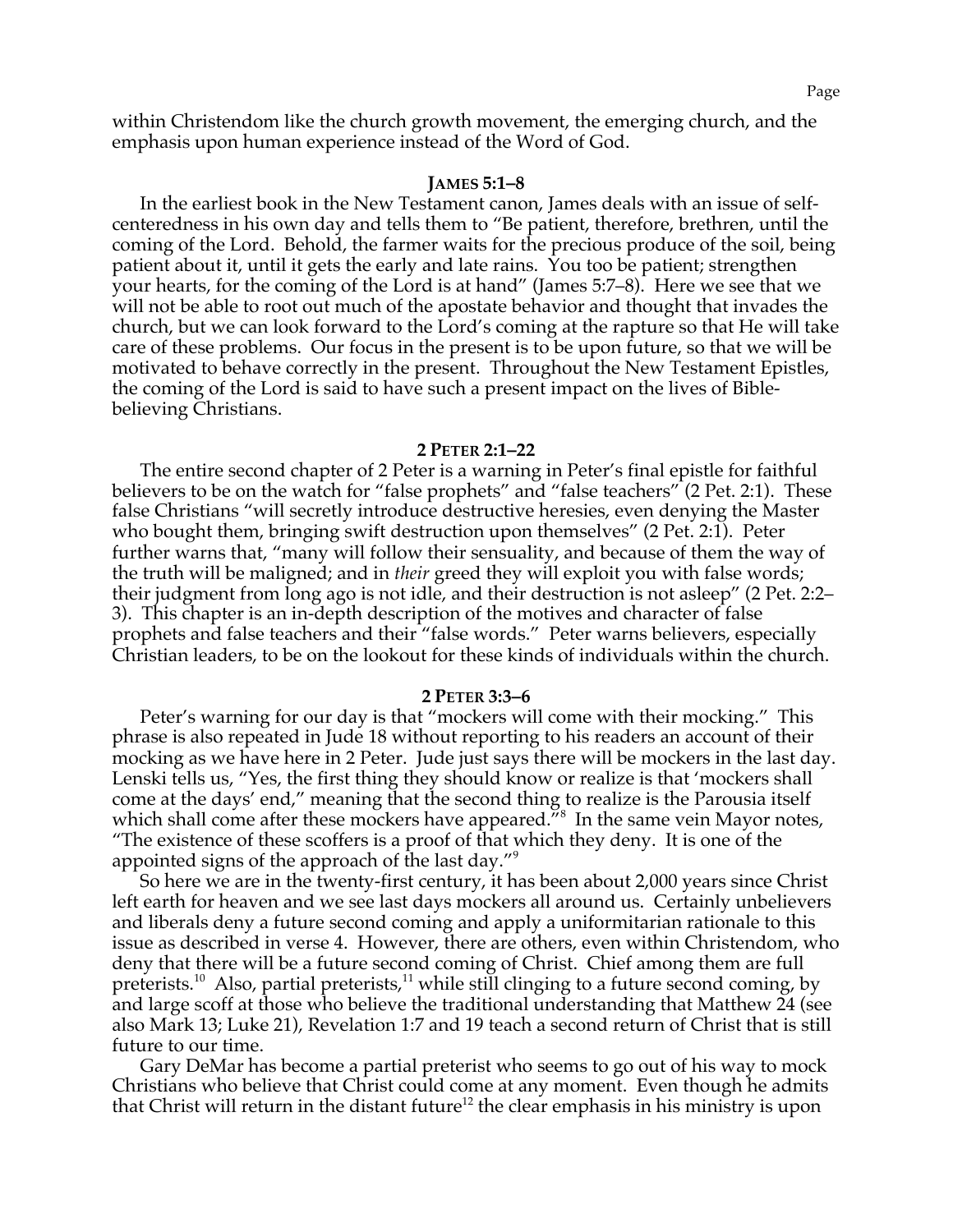within Christendom like the church growth movement, the emerging church, and the emphasis upon human experience instead of the Word of God.

### JAMES 5:1–8

In the earliest book in the New Testament canon, James deals with an issue of self-centeredness in his own day and tells them to "Be patient, therefore, brethren, until the coming of the Lord. Behold, the farmer waits for the precious produce of the soil, being patient about it, until it gets the early and late rains. You too be patient; strengthen your hearts, for the coming of the Lord is at hand" (James 5:7–8). Here we see that we will not be able to root out much of the apostate behavior and thought that invades the church, but we can look forward to the Lord's coming at the rapture so that He will take care of these problems. Our focus in the present is to be upon future, so that we will be motivated to behave correctly in the present. Throughout the New Testament Epistles, the coming of the Lord is said to have such a present impact on the lives of Bible-believing Christians.

### 2 PETER 2:1–22

The entire second chapter of 2 Peter is a warning in Peter's final epistle for faithful believers to be on the watch for "false prophets" and "false teachers" (2 Pet. 2:1). These false Christians "will secretly introduce destructive heresies, even denying the Master who bought them, bringing swift destruction upon themselves" (2 Pet. 2:1). Peter further warns that, "many will follow their sensuality, and because of them the way of the truth will be maligned; and in *their* greed they will exploit you with false words; their judgment from long ago is not idle, and their destruction is not asleep" (2 Pet. 2:2–3). This chapter is an in-depth description of the motives and character of false prophets and false teachers and their "false words." Peter warns believers, especially Christian leaders, to be on the lookout for these kinds of individuals within the church.

### 2 PETER 3:3–6

Peter's warning for our day is that "mockers will come with their mocking." This phrase is also repeated in Jude 18 without reporting to his readers an account of their mocking as we have here in 2 Peter. Jude just says there will be mockers in the last day. Lenski tells us, "Yes, the first thing they should know or realize is that 'mockers shall come at the days' end," meaning that the second thing to realize is the Parousia itself which shall come after these mockers have appeared."[8] In the same vein Mayor notes, "The existence of these scoffers is a proof of that which they deny. It is one of the appointed signs of the approach of the last day."[9]

So here we are in the twenty-first century, it has been about 2,000 years since Christ left earth for heaven and we see last days mockers all around us. Certainly unbelievers and liberals deny a future second coming and apply a uniformitarian rationale to this issue as described in verse 4. However, there are others, even within Christendom, who deny that there will be a future second coming of Christ. Chief among them are full preterists.[10] Also, partial preterists,[11] while still clinging to a future second coming, by and large scoff at those who believe the traditional understanding that Matthew 24 (see also Mark 13; Luke 21), Revelation 1:7 and 19 teach a second return of Christ that is still future to our time.

Gary DeMar has become a partial preterist who seems to go out of his way to mock Christians who believe that Christ could come at any moment. Even though he admits that Christ will return in the distant future[12] the clear emphasis in his ministry is upon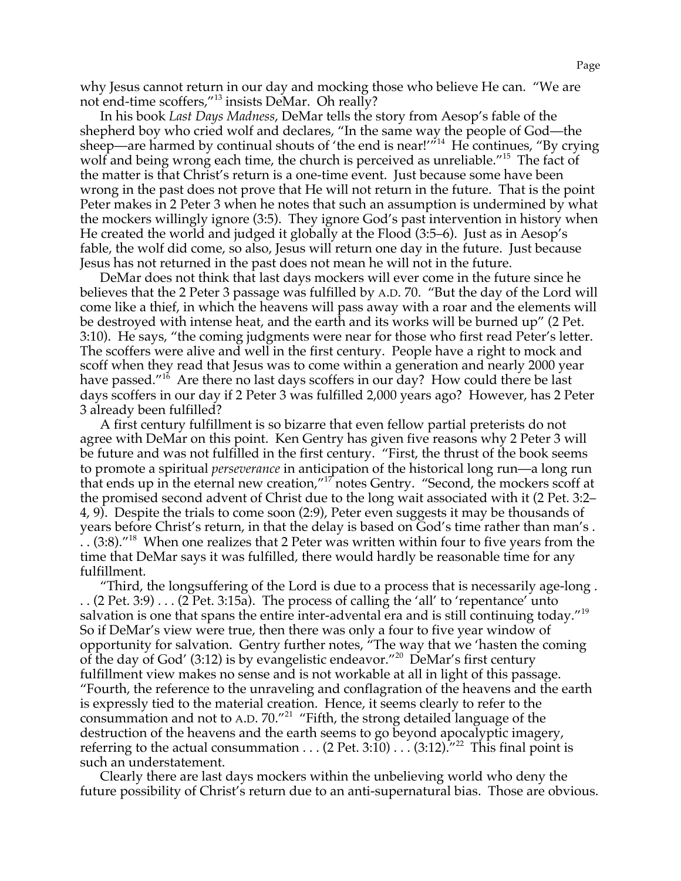why Jesus cannot return in our day and mocking those who believe He can. "We are not end-time scoffers,"[13] insists DeMar. Oh really?

In his book *Last Days Madness*, DeMar tells the story from Aesop's fable of the shepherd boy who cried wolf and declares, "In the same way the people of God—the sheep—are harmed by continual shouts of 'the end is near!'"[14] He continues, "By crying wolf and being wrong each time, the church is perceived as unreliable."[15] The fact of the matter is that Christ's return is a one-time event. Just because some have been wrong in the past does not prove that He will not return in the future. That is the point Peter makes in 2 Peter 3 when he notes that such an assumption is undermined by what the mockers willingly ignore (3:5). They ignore God's past intervention in history when He created the world and judged it globally at the Flood (3:5–6). Just as in Aesop's fable, the wolf did come, so also, Jesus will return one day in the future. Just because Jesus has not returned in the past does not mean he will not in the future.

DeMar does not think that last days mockers will ever come in the future since he believes that the 2 Peter 3 passage was fulfilled by A.D. 70. "But the day of the Lord will come like a thief, in which the heavens will pass away with a roar and the elements will be destroyed with intense heat, and the earth and its works will be burned up" (2 Pet. 3:10). He says, "the coming judgments were near for those who first read Peter's letter. The scoffers were alive and well in the first century. People have a right to mock and scoff when they read that Jesus was to come within a generation and nearly 2000 year have passed."[16] Are there no last days scoffers in our day? How could there be last days scoffers in our day if 2 Peter 3 was fulfilled 2,000 years ago? However, has 2 Peter 3 already been fulfilled?

A first century fulfillment is so bizarre that even fellow partial preterists do not agree with DeMar on this point. Ken Gentry has given five reasons why 2 Peter 3 will be future and was not fulfilled in the first century. "First, the thrust of the book seems to promote a spiritual *perseverance* in anticipation of the historical long run—a long run that ends up in the eternal new creation,"[17] notes Gentry. "Second, the mockers scoff at the promised second advent of Christ due to the long wait associated with it (2 Pet. 3:2–4, 9). Despite the trials to come soon (2:9), Peter even suggests it may be thousands of years before Christ's return, in that the delay is based on God's time rather than man's . . . (3:8)."[18] When one realizes that 2 Peter was written within four to five years from the time that DeMar says it was fulfilled, there would hardly be reasonable time for any fulfillment.

"Third, the longsuffering of the Lord is due to a process that is necessarily age-long . . . (2 Pet. 3:9) . . . (2 Pet. 3:15a). The process of calling the 'all' to 'repentance' unto salvation is one that spans the entire inter-advental era and is still continuing today."[19] So if DeMar's view were true, then there was only a four to five year window of opportunity for salvation. Gentry further notes, "The way that we 'hasten the coming of the day of God' (3:12) is by evangelistic endeavor."[20] DeMar's first century fulfillment view makes no sense and is not workable at all in light of this passage. "Fourth, the reference to the unraveling and conflagration of the heavens and the earth is expressly tied to the material creation. Hence, it seems clearly to refer to the consummation and not to A.D. 70."[21] "Fifth, the strong detailed language of the destruction of the heavens and the earth seems to go beyond apocalyptic imagery, referring to the actual consummation . . . (2 Pet. 3:10) . . . (3:12)."[22] This final point is such an understatement.

Clearly there are last days mockers within the unbelieving world who deny the future possibility of Christ's return due to an anti-supernatural bias. Those are obvious.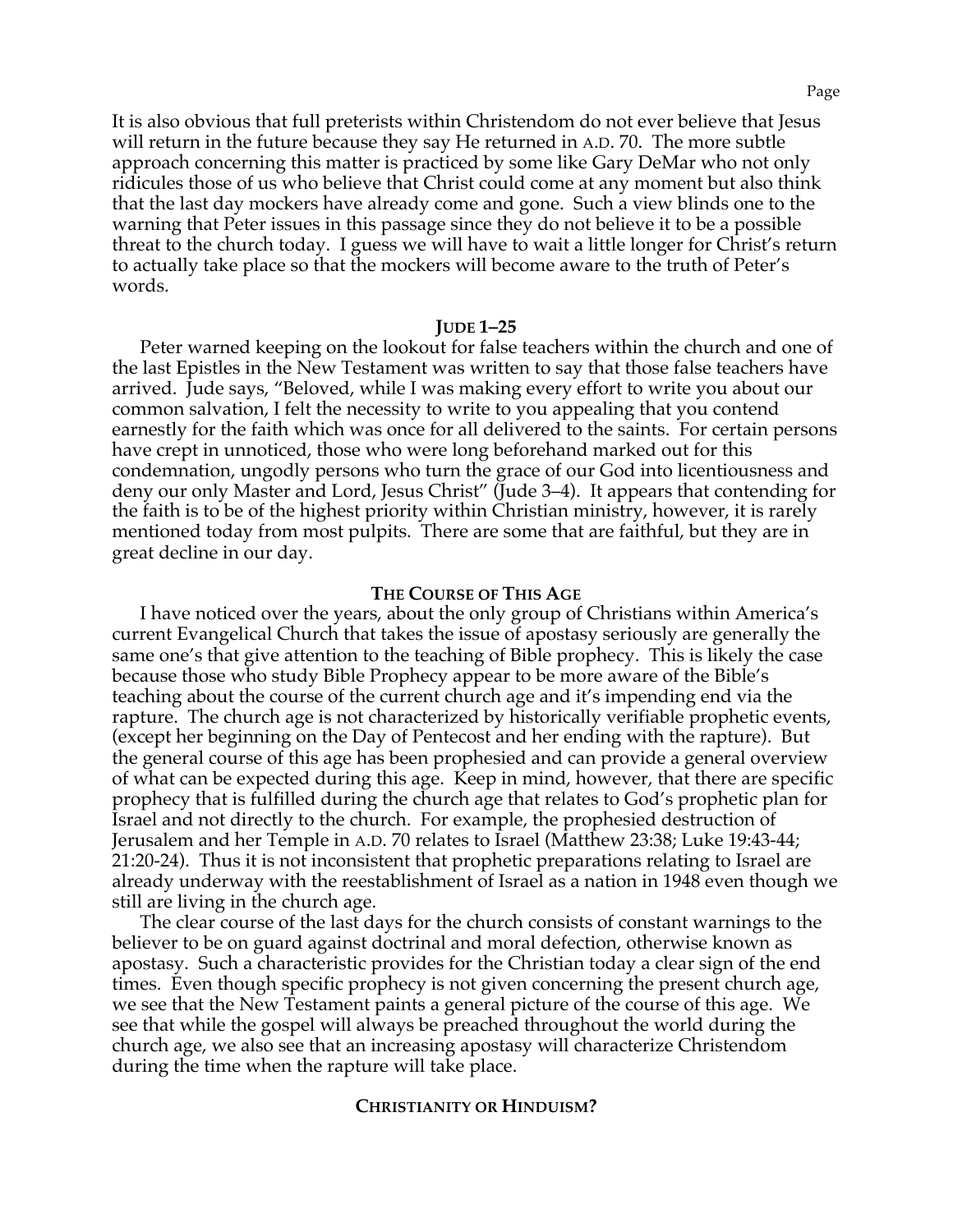It is also obvious that full preterists within Christendom do not ever believe that Jesus will return in the future because they say He returned in A.D. 70. The more subtle approach concerning this matter is practiced by some like Gary DeMar who not only ridicules those of us who believe that Christ could come at any moment but also think that the last day mockers have already come and gone. Such a view blinds one to the warning that Peter issues in this passage since they do not believe it to be a possible threat to the church today. I guess we will have to wait a little longer for Christ's return to actually take place so that the mockers will become aware to the truth of Peter's words.

### JUDE 1–25

Peter warned keeping on the lookout for false teachers within the church and one of the last Epistles in the New Testament was written to say that those false teachers have arrived. Jude says, "Beloved, while I was making every effort to write you about our common salvation, I felt the necessity to write to you appealing that you contend earnestly for the faith which was once for all delivered to the saints. For certain persons have crept in unnoticed, those who were long beforehand marked out for this condemnation, ungodly persons who turn the grace of our God into licentiousness and deny our only Master and Lord, Jesus Christ" (Jude 3–4). It appears that contending for the faith is to be of the highest priority within Christian ministry, however, it is rarely mentioned today from most pulpits. There are some that are faithful, but they are in great decline in our day.

### THE COURSE OF THIS AGE

I have noticed over the years, about the only group of Christians within America's current Evangelical Church that takes the issue of apostasy seriously are generally the same one's that give attention to the teaching of Bible prophecy. This is likely the case because those who study Bible Prophecy appear to be more aware of the Bible's teaching about the course of the current church age and it's impending end via the rapture. The church age is not characterized by historically verifiable prophetic events, (except her beginning on the Day of Pentecost and her ending with the rapture). But the general course of this age has been prophesied and can provide a general overview of what can be expected during this age. Keep in mind, however, that there are specific prophecy that is fulfilled during the church age that relates to God's prophetic plan for Israel and not directly to the church. For example, the prophesied destruction of Jerusalem and her Temple in A.D. 70 relates to Israel (Matthew 23:38; Luke 19:43-44; 21:20-24). Thus it is not inconsistent that prophetic preparations relating to Israel are already underway with the reestablishment of Israel as a nation in 1948 even though we still are living in the church age.

The clear course of the last days for the church consists of constant warnings to the believer to be on guard against doctrinal and moral defection, otherwise known as apostasy. Such a characteristic provides for the Christian today a clear sign of the end times. Even though specific prophecy is not given concerning the present church age, we see that the New Testament paints a general picture of the course of this age. We see that while the gospel will always be preached throughout the world during the church age, we also see that an increasing apostasy will characterize Christendom during the time when the rapture will take place.

### CHRISTIANITY OR HINDUISM?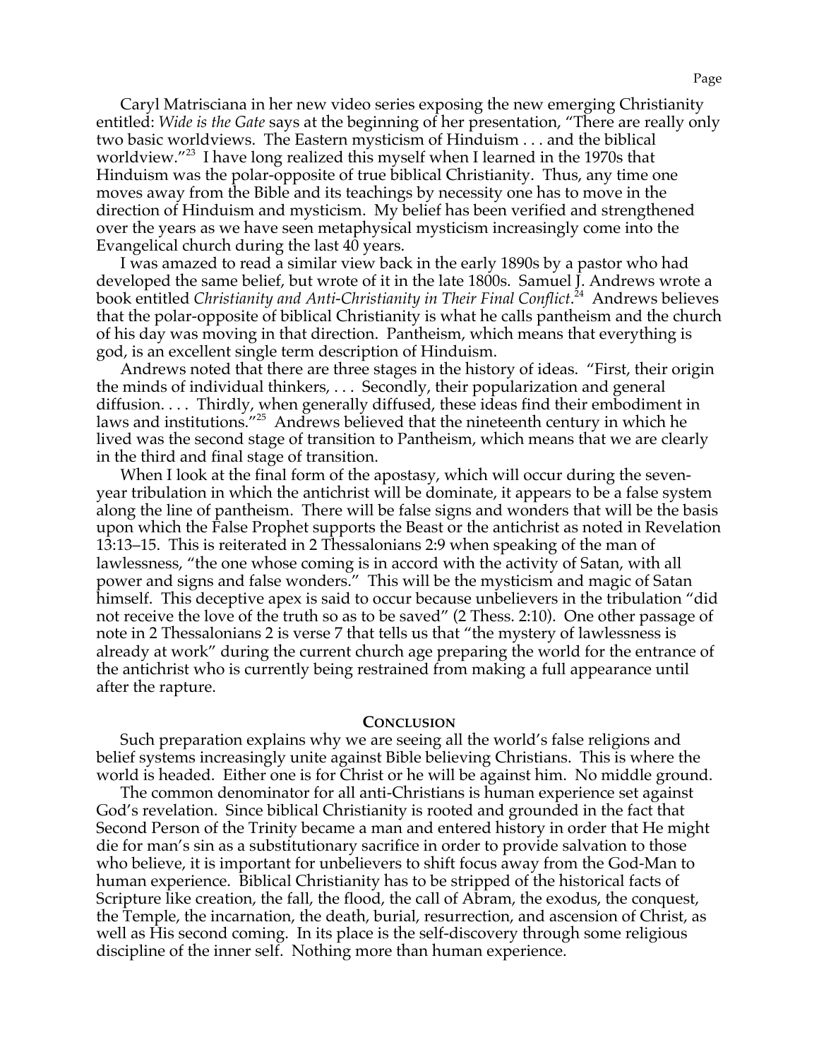Caryl Matrisciana in her new video series exposing the new emerging Christianity entitled: *Wide is the Gate* says at the beginning of her presentation, "There are really only two basic worldviews. The Eastern mysticism of Hinduism . . . and the biblical worldview."[23] I have long realized this myself when I learned in the 1970s that Hinduism was the polar-opposite of true biblical Christianity. Thus, any time one moves away from the Bible and its teachings by necessity one has to move in the direction of Hinduism and mysticism. My belief has been verified and strengthened over the years as we have seen metaphysical mysticism increasingly come into the Evangelical church during the last 40 years.

I was amazed to read a similar view back in the early 1890s by a pastor who had developed the same belief, but wrote of it in the late 1800s. Samuel J. Andrews wrote a book entitled *Christianity and Anti-Christianity in Their Final Conflict*.[24] Andrews believes that the polar-opposite of biblical Christianity is what he calls pantheism and the church of his day was moving in that direction. Pantheism, which means that everything is god, is an excellent single term description of Hinduism.

Andrews noted that there are three stages in the history of ideas. "First, their origin the minds of individual thinkers, . . . Secondly, their popularization and general diffusion. . . . Thirdly, when generally diffused, these ideas find their embodiment in laws and institutions."[25] Andrews believed that the nineteenth century in which he lived was the second stage of transition to Pantheism, which means that we are clearly in the third and final stage of transition.

When I look at the final form of the apostasy, which will occur during the seven-year tribulation in which the antichrist will be dominate, it appears to be a false system along the line of pantheism. There will be false signs and wonders that will be the basis upon which the False Prophet supports the Beast or the antichrist as noted in Revelation 13:13–15. This is reiterated in 2 Thessalonians 2:9 when speaking of the man of lawlessness, "the one whose coming is in accord with the activity of Satan, with all power and signs and false wonders." This will be the mysticism and magic of Satan himself. This deceptive apex is said to occur because unbelievers in the tribulation "did not receive the love of the truth so as to be saved" (2 Thess. 2:10). One other passage of note in 2 Thessalonians 2 is verse 7 that tells us that "the mystery of lawlessness is already at work" during the current church age preparing the world for the entrance of the antichrist who is currently being restrained from making a full appearance until after the rapture.

## Conclusion

Such preparation explains why we are seeing all the world's false religions and belief systems increasingly unite against Bible believing Christians. This is where the world is headed. Either one is for Christ or he will be against him. No middle ground.

The common denominator for all anti-Christians is human experience set against God's revelation. Since biblical Christianity is rooted and grounded in the fact that Second Person of the Trinity became a man and entered history in order that He might die for man's sin as a substitutionary sacrifice in order to provide salvation to those who believe, it is important for unbelievers to shift focus away from the God-Man to human experience. Biblical Christianity has to be stripped of the historical facts of Scripture like creation, the fall, the flood, the call of Abram, the exodus, the conquest, the Temple, the incarnation, the death, burial, resurrection, and ascension of Christ, as well as His second coming. In its place is the self-discovery through some religious discipline of the inner self. Nothing more than human experience.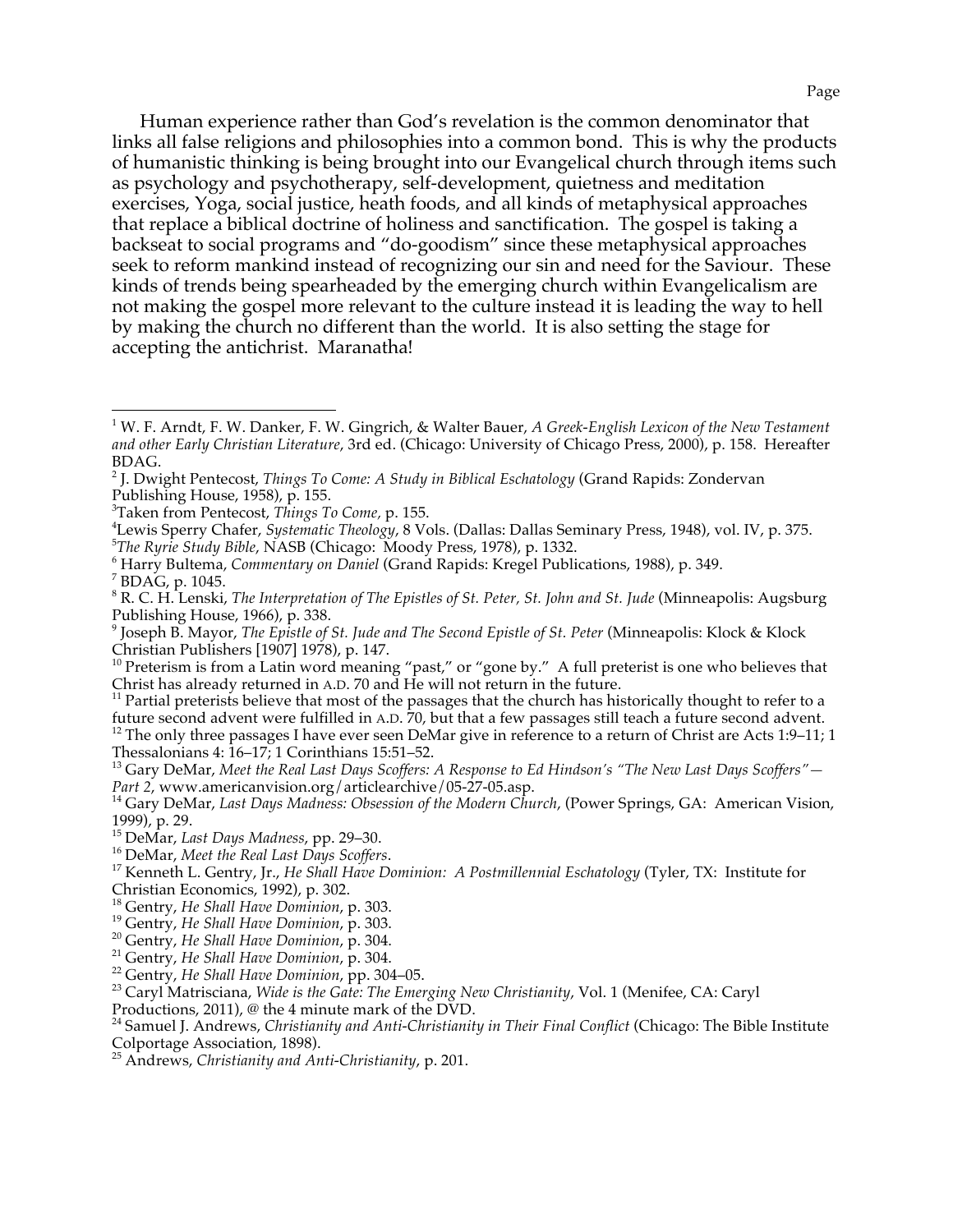Human experience rather than God's revelation is the common denominator that links all false religions and philosophies into a common bond. This is why the products of humanistic thinking is being brought into our Evangelical church through items such as psychology and psychotherapy, self-development, quietness and meditation exercises, Yoga, social justice, heath foods, and all kinds of metaphysical approaches that replace a biblical doctrine of holiness and sanctification. The gospel is taking a backseat to social programs and "do-goodism" since these metaphysical approaches seek to reform mankind instead of recognizing our sin and need for the Saviour. These kinds of trends being spearheaded by the emerging church within Evangelicalism are not making the gospel more relevant to the culture instead it is leading the way to hell by making the church no different than the world. It is also setting the stage for accepting the antichrist. Maranatha!

---

[1] W. F. Arndt, F. W. Danker, F. W. Gingrich, & Walter Bauer, *A Greek-English Lexicon of the New Testament and other Early Christian Literature*, 3rd ed. (Chicago: University of Chicago Press, 2000), p. 158. Hereafter BDAG.

[2] J. Dwight Pentecost, *Things To Come: A Study in Biblical Eschatology* (Grand Rapids: Zondervan Publishing House, 1958), p. 155.

[3] Taken from Pentecost, *Things To Come*, p. 155.

[4] Lewis Sperry Chafer, *Systematic Theology*, 8 Vols. (Dallas: Dallas Seminary Press, 1948), vol. IV, p. 375.

[5] *The Ryrie Study Bible*, NASB (Chicago: Moody Press, 1978), p. 1332.

[6] Harry Bultema, *Commentary on Daniel* (Grand Rapids: Kregel Publications, 1988), p. 349.

[7] BDAG, p. 1045.

[8] R. C. H. Lenski, *The Interpretation of The Epistles of St. Peter, St. John and St. Jude* (Minneapolis: Augsburg Publishing House, 1966), p. 338.

[9] Joseph B. Mayor, *The Epistle of St. Jude and The Second Epistle of St. Peter* (Minneapolis: Klock & Klock Christian Publishers [1907] 1978), p. 147.

[10] Preterism is from a Latin word meaning "past," or "gone by." A full preterist is one who believes that Christ has already returned in A.D. 70 and He will not return in the future.

[11] Partial preterists believe that most of the passages that the church has historically thought to refer to a future second advent were fulfilled in A.D. 70, but that a few passages still teach a future second advent.

[12] The only three passages I have ever seen DeMar give in reference to a return of Christ are Acts 1:9–11; 1 Thessalonians 4: 16–17; 1 Corinthians 15:51–52.

[13] Gary DeMar, *Meet the Real Last Days Scoffers: A Response to Ed Hindson's "The New Last Days Scoffers"—Part 2*, www.americanvision.org/articlearchive/05-27-05.asp.

[14] Gary DeMar, *Last Days Madness: Obsession of the Modern Church*, (Power Springs, GA: American Vision, 1999), p. 29.

[15] DeMar, *Last Days Madness*, pp. 29–30.

[16] DeMar, *Meet the Real Last Days Scoffers*.

[17] Kenneth L. Gentry, Jr., *He Shall Have Dominion: A Postmillennial Eschatology* (Tyler, TX: Institute for Christian Economics, 1992), p. 302.

[18] Gentry, *He Shall Have Dominion*, p. 303.

[19] Gentry, *He Shall Have Dominion*, p. 303.

[20] Gentry, *He Shall Have Dominion*, p. 304.

[21] Gentry, *He Shall Have Dominion*, p. 304.

[22] Gentry, *He Shall Have Dominion*, pp. 304–05.

[23] Caryl Matrisciana, *Wide is the Gate: The Emerging New Christianity*, Vol. 1 (Menifee, CA: Caryl Productions, 2011), @ the 4 minute mark of the DVD.

[24] Samuel J. Andrews, *Christianity and Anti-Christianity in Their Final Conflict* (Chicago: The Bible Institute Colportage Association, 1898).

[25] Andrews, *Christianity and Anti-Christianity*, p. 201.